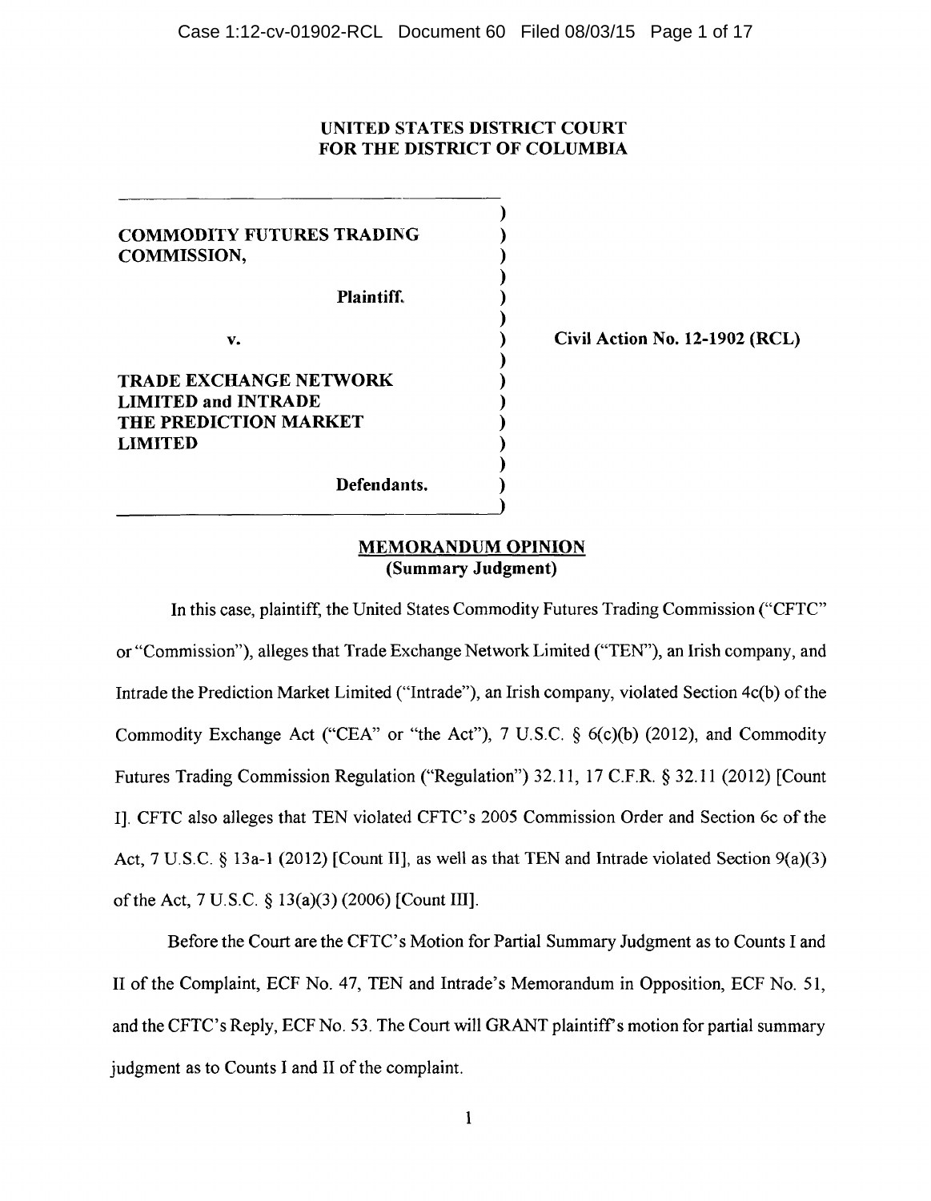UNITED STATES DISTRICT COURT
FOR THE DISTRICT OF COLUMBIA

| | |
|---|---|
| **COMMODITY FUTURES TRADING COMMISSION,** <br><br> **Plaintiff.** <br><br> **v.** <br><br> **TRADE EXCHANGE NETWORK LIMITED and INTRADE THE PREDICTION MARKET LIMITED** <br><br> **Defendants.** | **Civil Action No. 12-1902 (RCL)** |

## MEMORANDUM OPINION
**(Summary Judgment)**

In this case, plaintiff, the United States Commodity Futures Trading Commission ("CFTC" or "Commission"), alleges that Trade Exchange Network Limited ("TEN"), an Irish company, and Intrade the Prediction Market Limited ("Intrade"), an Irish company, violated Section 4c(b) of the Commodity Exchange Act ("CEA" or "the Act"), 7 U.S.C. § 6(c)(b) (2012), and Commodity Futures Trading Commission Regulation ("Regulation") 32.11, 17 C.F.R. § 32.11 (2012) [Count I]. CFTC also alleges that TEN violated CFTC's 2005 Commission Order and Section 6c of the Act, 7 U.S.C. § 13a-1 (2012) [Count II], as well as that TEN and Intrade violated Section 9(a)(3) of the Act, 7 U.S.C. § 13(a)(3) (2006) [Count III].

Before the Court are the CFTC's Motion for Partial Summary Judgment as to Counts I and II of the Complaint, ECF No. 47, TEN and Intrade's Memorandum in Opposition, ECF No. 51, and the CFTC's Reply, ECF No. 53. The Court will GRANT plaintiff's motion for partial summary judgment as to Counts I and II of the complaint.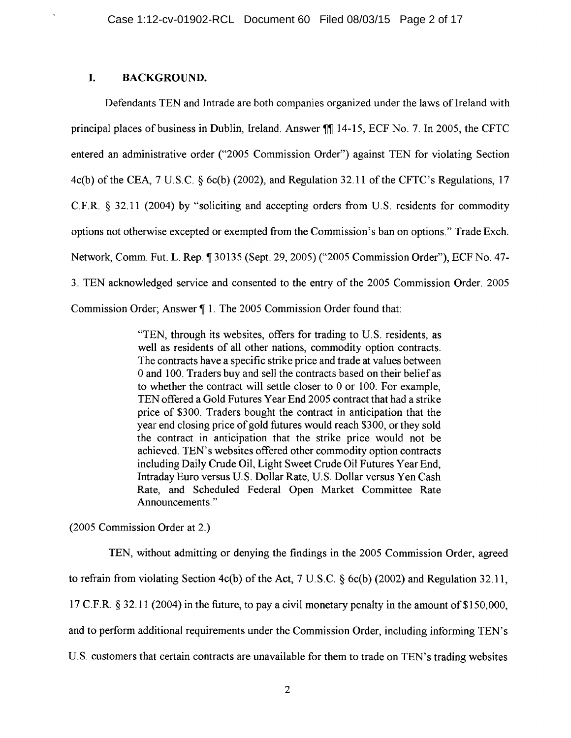## I. BACKGROUND.

Defendants TEN and Intrade are both companies organized under the laws of Ireland with principal places of business in Dublin, Ireland. Answer ¶¶ 14-15, ECF No. 7. In 2005, the CFTC entered an administrative order ("2005 Commission Order") against TEN for violating Section 4c(b) of the CEA, 7 U.S.C. § 6c(b) (2002), and Regulation 32.11 of the CFTC's Regulations, 17 C.F.R. § 32.11 (2004) by "soliciting and accepting orders from U.S. residents for commodity options not otherwise excepted or exempted from the Commission's ban on options." Trade Exch. Network, Comm. Fut. L. Rep. ¶ 30135 (Sept. 29, 2005) ("2005 Commission Order"), ECF No. 47-3. TEN acknowledged service and consented to the entry of the 2005 Commission Order. 2005 Commission Order; Answer ¶ 1. The 2005 Commission Order found that:

> "TEN, through its websites, offers for trading to U.S. residents, as well as residents of all other nations, commodity option contracts. The contracts have a specific strike price and trade at values between 0 and 100. Traders buy and sell the contracts based on their belief as to whether the contract will settle closer to 0 or 100. For example, TEN offered a Gold Futures Year End 2005 contract that had a strike price of $300. Traders bought the contract in anticipation that the year end closing price of gold futures would reach $300, or they sold the contract in anticipation that the strike price would not be achieved. TEN's websites offered other commodity option contracts including Daily Crude Oil, Light Sweet Crude Oil Futures Year End, Intraday Euro versus U.S. Dollar Rate, U.S. Dollar versus Yen Cash Rate, and Scheduled Federal Open Market Committee Rate Announcements."

(2005 Commission Order at 2.)

TEN, without admitting or denying the findings in the 2005 Commission Order, agreed to refrain from violating Section 4c(b) of the Act, 7 U.S.C. § 6c(b) (2002) and Regulation 32.11, 17 C.F.R. § 32.11 (2004) in the future, to pay a civil monetary penalty in the amount of $150,000, and to perform additional requirements under the Commission Order, including informing TEN's U.S. customers that certain contracts are unavailable for them to trade on TEN's trading websites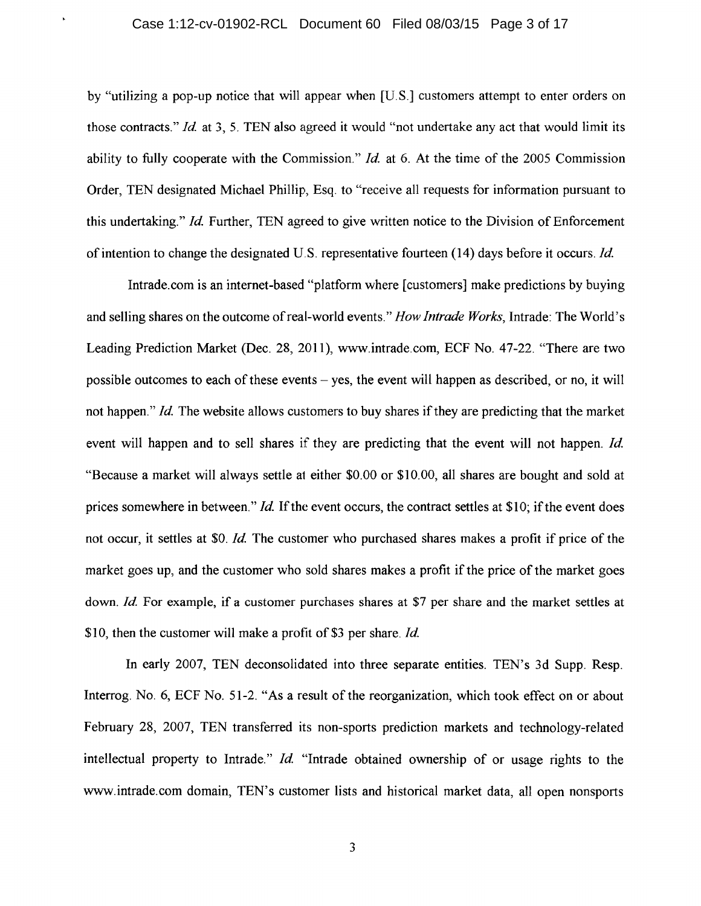by "utilizing a pop-up notice that will appear when [U.S.] customers attempt to enter orders on those contracts." *Id.* at 3, 5. TEN also agreed it would "not undertake any act that would limit its ability to fully cooperate with the Commission." *Id.* at 6. At the time of the 2005 Commission Order, TEN designated Michael Phillip, Esq. to "receive all requests for information pursuant to this undertaking." *Id.* Further, TEN agreed to give written notice to the Division of Enforcement of intention to change the designated U.S. representative fourteen (14) days before it occurs. *Id.*

Intrade.com is an internet-based "platform where [customers] make predictions by buying and selling shares on the outcome of real-world events." *How Intrade Works*, Intrade: The World's Leading Prediction Market (Dec. 28, 2011), www.intrade.com, ECF No. 47-22. "There are two possible outcomes to each of these events – yes, the event will happen as described, or no, it will not happen." *Id.* The website allows customers to buy shares if they are predicting that the market event will happen and to sell shares if they are predicting that the event will not happen. *Id.* "Because a market will always settle at either $0.00 or $10.00, all shares are bought and sold at prices somewhere in between." *Id.* If the event occurs, the contract settles at $10; if the event does not occur, it settles at $0. *Id.* The customer who purchased shares makes a profit if price of the market goes up, and the customer who sold shares makes a profit if the price of the market goes down. *Id.* For example, if a customer purchases shares at $7 per share and the market settles at $10, then the customer will make a profit of $3 per share. *Id.*

In early 2007, TEN deconsolidated into three separate entities. TEN's 3d Supp. Resp. Interrog. No. 6, ECF No. 51-2. "As a result of the reorganization, which took effect on or about February 28, 2007, TEN transferred its non-sports prediction markets and technology-related intellectual property to Intrade." *Id.* "Intrade obtained ownership of or usage rights to the www.intrade.com domain, TEN's customer lists and historical market data, all open nonsports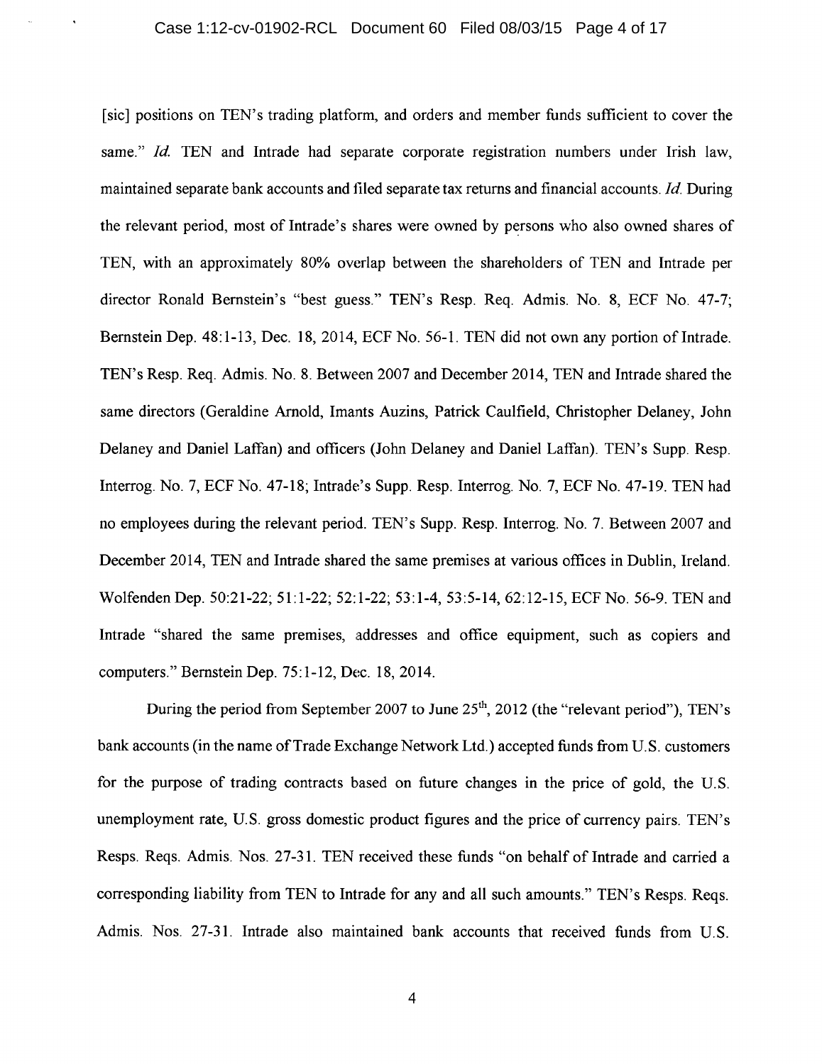[sic] positions on TEN's trading platform, and orders and member funds sufficient to cover the same." *Id.* TEN and Intrade had separate corporate registration numbers under Irish law, maintained separate bank accounts and filed separate tax returns and financial accounts. *Id.* During the relevant period, most of Intrade's shares were owned by persons who also owned shares of TEN, with an approximately 80% overlap between the shareholders of TEN and Intrade per director Ronald Bernstein's "best guess." TEN's Resp. Req. Admis. No. 8, ECF No. 47-7; Bernstein Dep. 48:1-13, Dec. 18, 2014, ECF No. 56-1. TEN did not own any portion of Intrade. TEN's Resp. Req. Admis. No. 8. Between 2007 and December 2014, TEN and Intrade shared the same directors (Geraldine Arnold, Imants Auzins, Patrick Caulfield, Christopher Delaney, John Delaney and Daniel Laffan) and officers (John Delaney and Daniel Laffan). TEN's Supp. Resp. Interrog. No. 7, ECF No. 47-18; Intrade's Supp. Resp. Interrog. No. 7, ECF No. 47-19. TEN had no employees during the relevant period. TEN's Supp. Resp. Interrog. No. 7. Between 2007 and December 2014, TEN and Intrade shared the same premises at various offices in Dublin, Ireland. Wolfenden Dep. 50:21-22; 51:1-22; 52:1-22; 53:1-4, 53:5-14, 62:12-15, ECF No. 56-9. TEN and Intrade "shared the same premises, addresses and office equipment, such as copiers and computers." Bernstein Dep. 75:1-12, Dec. 18, 2014.

During the period from September 2007 to June 25th, 2012 (the "relevant period"), TEN's bank accounts (in the name of Trade Exchange Network Ltd.) accepted funds from U.S. customers for the purpose of trading contracts based on future changes in the price of gold, the U.S. unemployment rate, U.S. gross domestic product figures and the price of currency pairs. TEN's Resps. Reqs. Admis. Nos. 27-31. TEN received these funds "on behalf of Intrade and carried a corresponding liability from TEN to Intrade for any and all such amounts." TEN's Resps. Reqs. Admis. Nos. 27-31. Intrade also maintained bank accounts that received funds from U.S.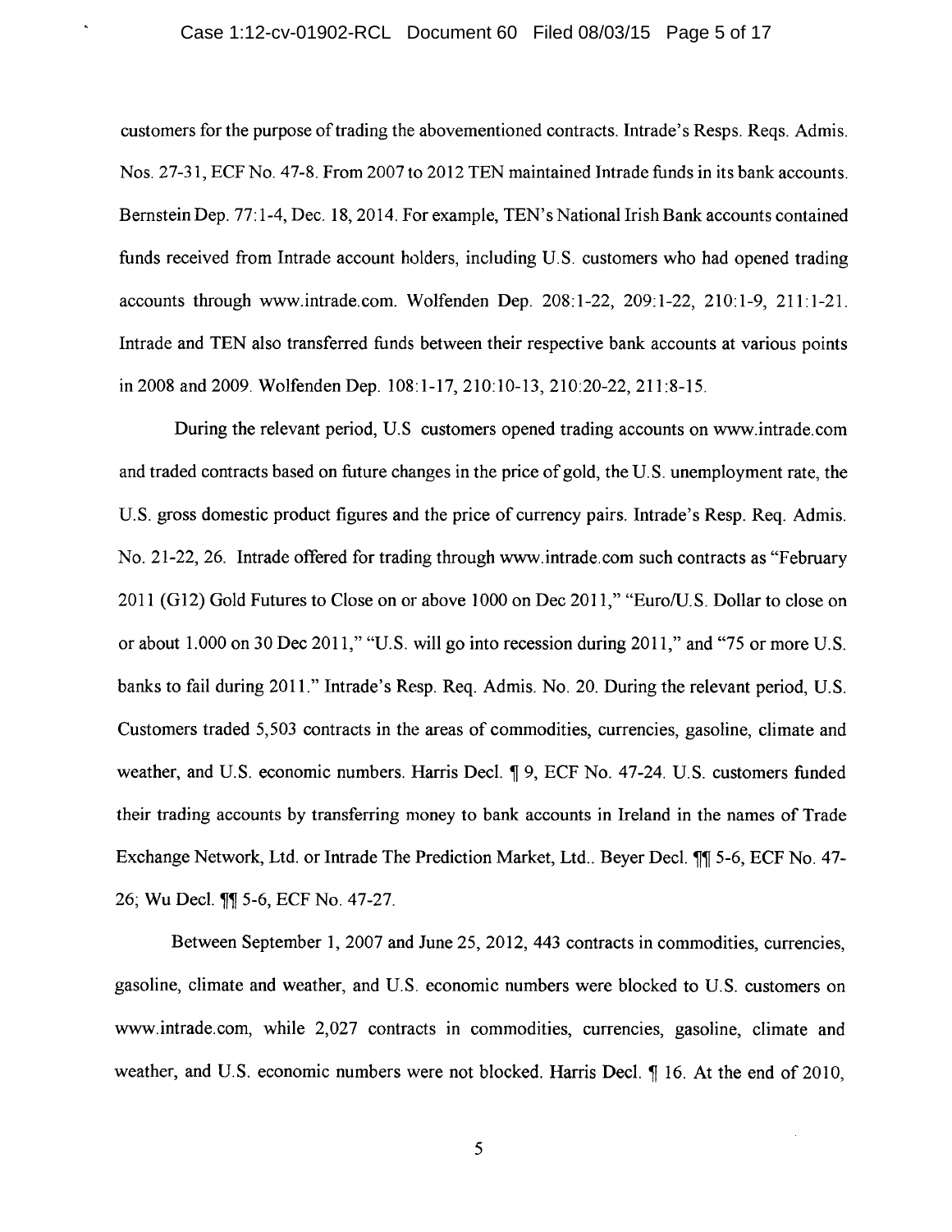customers for the purpose of trading the abovementioned contracts. Intrade's Resps. Reqs. Admis. Nos. 27-31, ECF No. 47-8. From 2007 to 2012 TEN maintained Intrade funds in its bank accounts. Bernstein Dep. 77:1-4, Dec. 18, 2014. For example, TEN's National Irish Bank accounts contained funds received from Intrade account holders, including U.S. customers who had opened trading accounts through www.intrade.com. Wolfenden Dep. 208:1-22, 209:1-22, 210:1-9, 211:1-21. Intrade and TEN also transferred funds between their respective bank accounts at various points in 2008 and 2009. Wolfenden Dep. 108:1-17, 210:10-13, 210:20-22, 211:8-15.

During the relevant period, U.S customers opened trading accounts on www.intrade.com and traded contracts based on future changes in the price of gold, the U.S. unemployment rate, the U.S. gross domestic product figures and the price of currency pairs. Intrade's Resp. Req. Admis. No. 21-22, 26. Intrade offered for trading through www.intrade.com such contracts as "February 2011 (G12) Gold Futures to Close on or above 1000 on Dec 2011," "Euro/U.S. Dollar to close on or about 1.000 on 30 Dec 2011," "U.S. will go into recession during 2011," and "75 or more U.S. banks to fail during 2011." Intrade's Resp. Req. Admis. No. 20. During the relevant period, U.S. Customers traded 5,503 contracts in the areas of commodities, currencies, gasoline, climate and weather, and U.S. economic numbers. Harris Decl. ¶ 9, ECF No. 47-24. U.S. customers funded their trading accounts by transferring money to bank accounts in Ireland in the names of Trade Exchange Network, Ltd. or Intrade The Prediction Market, Ltd.. Beyer Decl. ¶¶ 5-6, ECF No. 47-26; Wu Decl. ¶¶ 5-6, ECF No. 47-27.

Between September 1, 2007 and June 25, 2012, 443 contracts in commodities, currencies, gasoline, climate and weather, and U.S. economic numbers were blocked to U.S. customers on www.intrade.com, while 2,027 contracts in commodities, currencies, gasoline, climate and weather, and U.S. economic numbers were not blocked. Harris Decl. ¶ 16. At the end of 2010,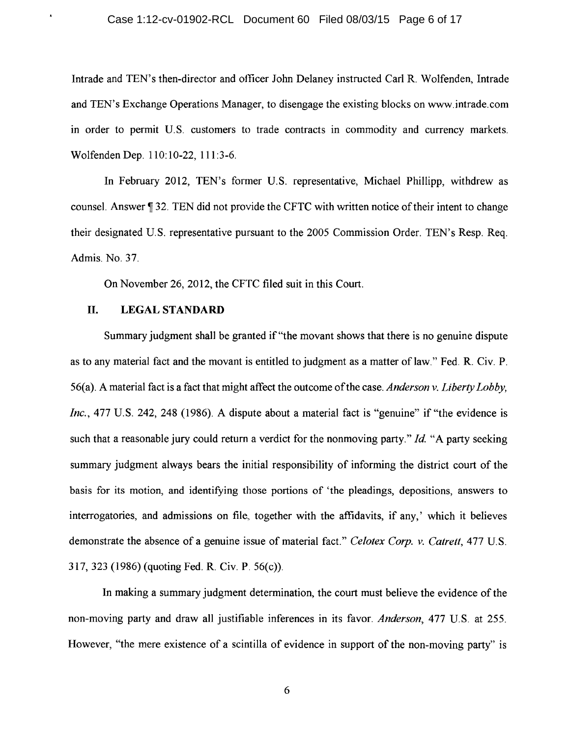Intrade and TEN's then-director and officer John Delaney instructed Carl R. Wolfenden, Intrade and TEN's Exchange Operations Manager, to disengage the existing blocks on www.intrade.com in order to permit U.S. customers to trade contracts in commodity and currency markets. Wolfenden Dep. 110:10-22, 111:3-6.

In February 2012, TEN's former U.S. representative, Michael Phillipp, withdrew as counsel. Answer ¶ 32. TEN did not provide the CFTC with written notice of their intent to change their designated U.S. representative pursuant to the 2005 Commission Order. TEN's Resp. Req. Admis. No. 37.

On November 26, 2012, the CFTC filed suit in this Court.

## II. LEGAL STANDARD

Summary judgment shall be granted if "the movant shows that there is no genuine dispute as to any material fact and the movant is entitled to judgment as a matter of law." Fed. R. Civ. P. 56(a). A material fact is a fact that might affect the outcome of the case. *Anderson v. Liberty Lobby, Inc.*, 477 U.S. 242, 248 (1986). A dispute about a material fact is "genuine" if "the evidence is such that a reasonable jury could return a verdict for the nonmoving party." *Id.* "A party seeking summary judgment always bears the initial responsibility of informing the district court of the basis for its motion, and identifying those portions of 'the pleadings, depositions, answers to interrogatories, and admissions on file, together with the affidavits, if any,' which it believes demonstrate the absence of a genuine issue of material fact." *Celotex Corp. v. Catrett*, 477 U.S. 317, 323 (1986) (quoting Fed. R. Civ. P. 56(c)).

In making a summary judgment determination, the court must believe the evidence of the non-moving party and draw all justifiable inferences in its favor. *Anderson*, 477 U.S. at 255. However, "the mere existence of a scintilla of evidence in support of the non-moving party" is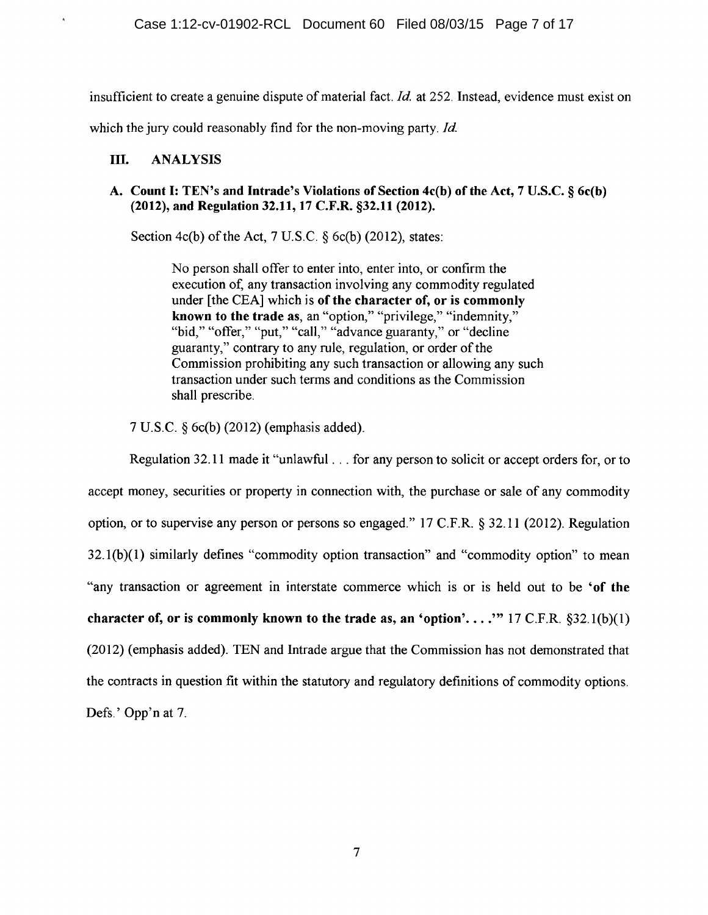insufficient to create a genuine dispute of material fact. *Id.* at 252. Instead, evidence must exist on which the jury could reasonably find for the non-moving party. *Id.*

## III. ANALYSIS

### A. Count I: TEN's and Intrade's Violations of Section 4c(b) of the Act, 7 U.S.C. § 6c(b) (2012), and Regulation 32.11, 17 C.F.R. §32.11 (2012).

Section 4c(b) of the Act, 7 U.S.C. § 6c(b) (2012), states:

> No person shall offer to enter into, enter into, or confirm the execution of, any transaction involving any commodity regulated under [the CEA] which is **of the character of, or is commonly known to the trade as**, an "option," "privilege," "indemnity," "bid," "offer," "put," "call," "advance guaranty," or "decline guaranty," contrary to any rule, regulation, or order of the Commission prohibiting any such transaction or allowing any such transaction under such terms and conditions as the Commission shall prescribe.

7 U.S.C. § 6c(b) (2012) (emphasis added).

Regulation 32.11 made it "unlawful . . . for any person to solicit or accept orders for, or to accept money, securities or property in connection with, the purchase or sale of any commodity option, or to supervise any person or persons so engaged." 17 C.F.R. § 32.11 (2012). Regulation 32.1(b)(1) similarly defines "commodity option transaction" and "commodity option" to mean "any transaction or agreement in interstate commerce which is or is held out to be **'of the character of, or is commonly known to the trade as, an 'option'. . . .'"** 17 C.F.R. §32.1(b)(1) (2012) (emphasis added). TEN and Intrade argue that the Commission has not demonstrated that the contracts in question fit within the statutory and regulatory definitions of commodity options. Defs.' Opp'n at 7.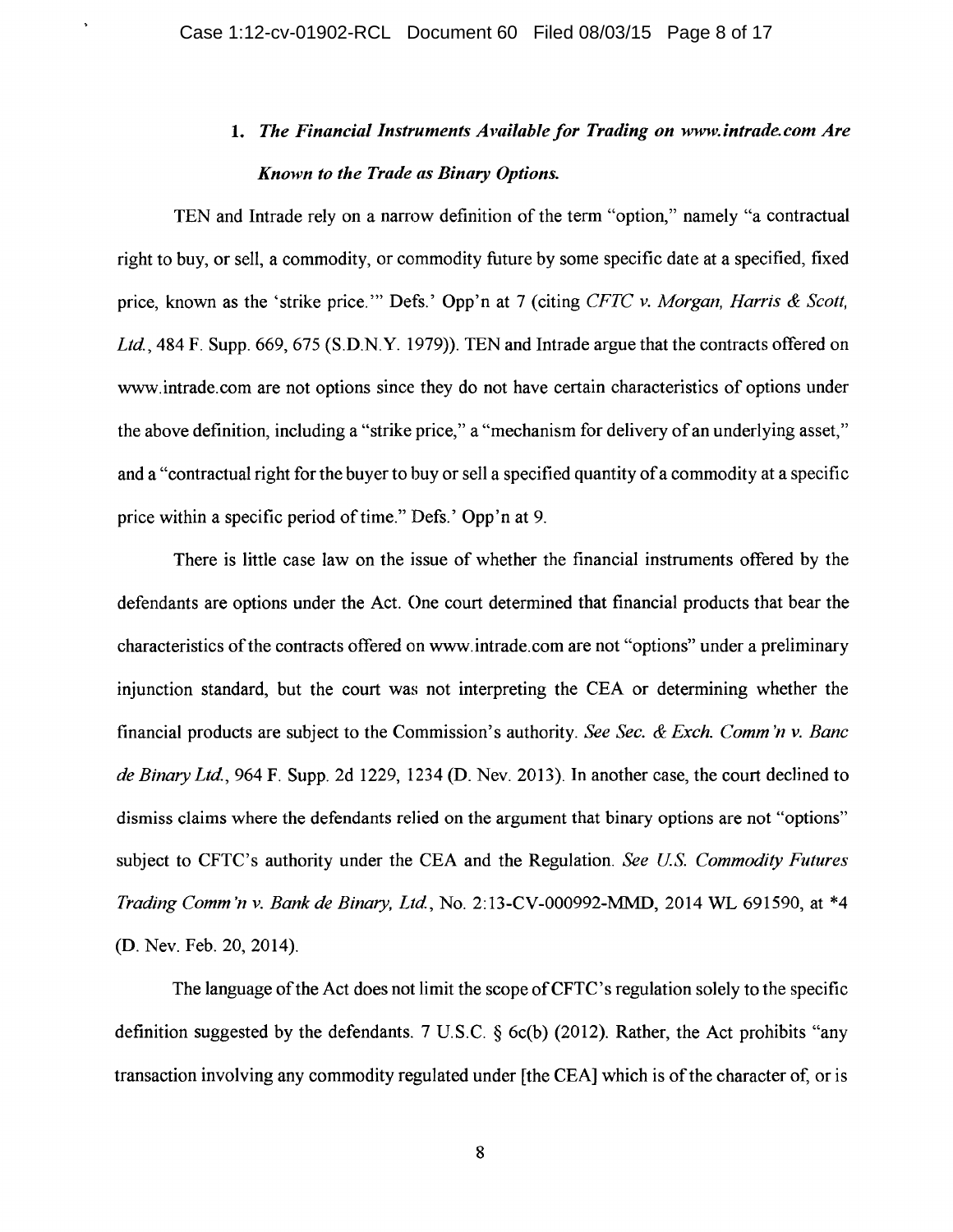### 1. *The Financial Instruments Available for Trading on www.intrade.com Are Known to the Trade as Binary Options.*

TEN and Intrade rely on a narrow definition of the term "option," namely "a contractual right to buy, or sell, a commodity, or commodity future by some specific date at a specified, fixed price, known as the 'strike price.'" Defs.' Opp'n at 7 (citing *CFTC v. Morgan, Harris & Scott, Ltd.*, 484 F. Supp. 669, 675 (S.D.N.Y. 1979)). TEN and Intrade argue that the contracts offered on www.intrade.com are not options since they do not have certain characteristics of options under the above definition, including a "strike price," a "mechanism for delivery of an underlying asset," and a "contractual right for the buyer to buy or sell a specified quantity of a commodity at a specific price within a specific period of time." Defs.' Opp'n at 9.

There is little case law on the issue of whether the financial instruments offered by the defendants are options under the Act. One court determined that financial products that bear the characteristics of the contracts offered on www.intrade.com are not "options" under a preliminary injunction standard, but the court was not interpreting the CEA or determining whether the financial products are subject to the Commission's authority. *See Sec. & Exch. Comm'n v. Banc de Binary Ltd.*, 964 F. Supp. 2d 1229, 1234 (D. Nev. 2013). In another case, the court declined to dismiss claims where the defendants relied on the argument that binary options are not "options" subject to CFTC's authority under the CEA and the Regulation. *See U.S. Commodity Futures Trading Comm'n v. Bank de Binary, Ltd.*, No. 2:13-CV-000992-MMD, 2014 WL 691590, at *4 (D. Nev. Feb. 20, 2014).

The language of the Act does not limit the scope of CFTC's regulation solely to the specific definition suggested by the defendants. 7 U.S.C. § 6c(b) (2012). Rather, the Act prohibits "any transaction involving any commodity regulated under [the CEA] which is of the character of, or is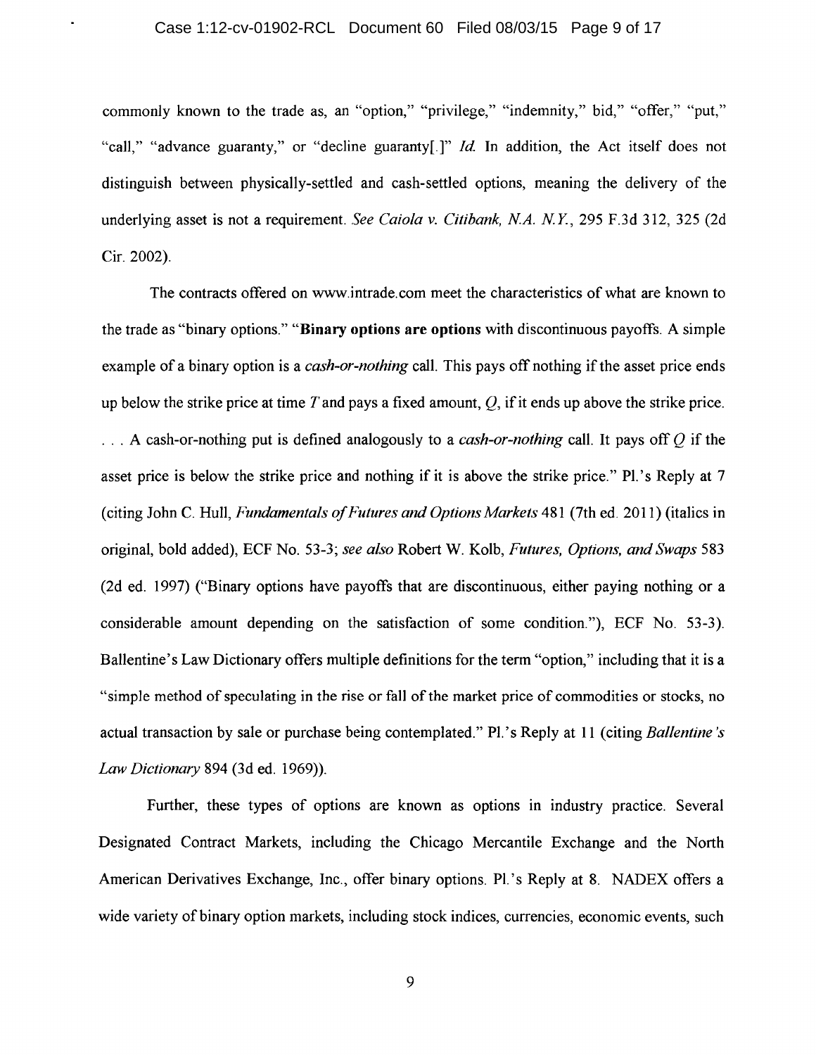commonly known to the trade as, an "option," "privilege," "indemnity," bid," "offer," "put," "call," "advance guaranty," or "decline guaranty[.]" *Id.* In addition, the Act itself does not distinguish between physically-settled and cash-settled options, meaning the delivery of the underlying asset is not a requirement. *See Caiola v. Citibank, N.A. N.Y.*, 295 F.3d 312, 325 (2d Cir. 2002).

The contracts offered on www.intrade.com meet the characteristics of what are known to the trade as "binary options." "**Binary options are options** with discontinuous payoffs. A simple example of a binary option is a *cash-or-nothing* call. This pays off nothing if the asset price ends up below the strike price at time $T$ and pays a fixed amount, $Q$, if it ends up above the strike price. . . . A cash-or-nothing put is defined analogously to a *cash-or-nothing* call. It pays off $Q$ if the asset price is below the strike price and nothing if it is above the strike price." Pl.'s Reply at 7 (citing John C. Hull, *Fundamentals of Futures and Options Markets* 481 (7th ed. 2011) (italics in original, bold added), ECF No. 53-3; *see also* Robert W. Kolb, *Futures, Options, and Swaps* 583 (2d ed. 1997) ("Binary options have payoffs that are discontinuous, either paying nothing or a considerable amount depending on the satisfaction of some condition."), ECF No. 53-3). Ballentine's Law Dictionary offers multiple definitions for the term "option," including that it is a "simple method of speculating in the rise or fall of the market price of commodities or stocks, no actual transaction by sale or purchase being contemplated." Pl.'s Reply at 11 (citing *Ballentine's Law Dictionary* 894 (3d ed. 1969)).

Further, these types of options are known as options in industry practice. Several Designated Contract Markets, including the Chicago Mercantile Exchange and the North American Derivatives Exchange, Inc., offer binary options. Pl.'s Reply at 8. NADEX offers a wide variety of binary option markets, including stock indices, currencies, economic events, such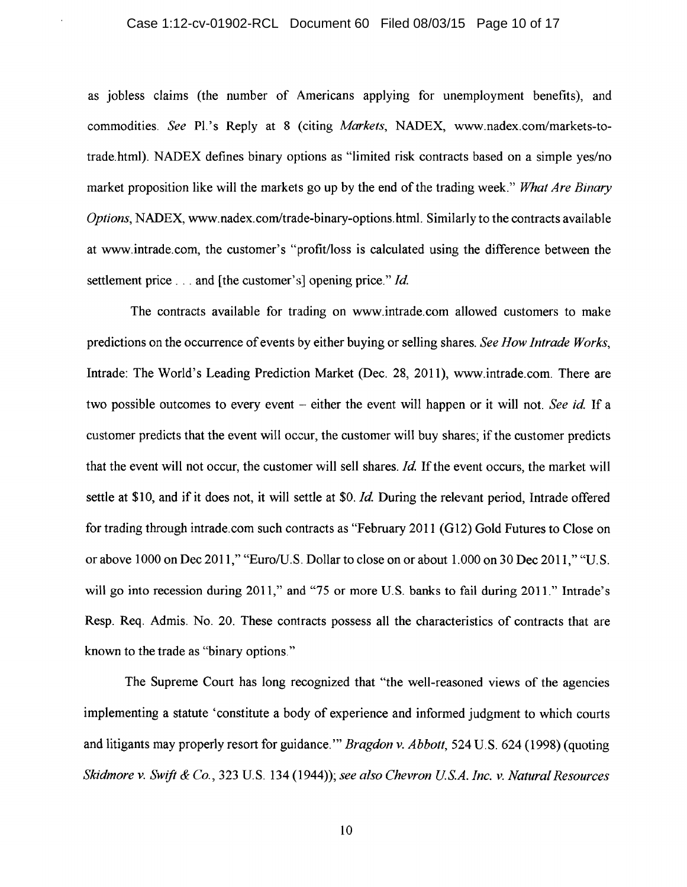as jobless claims (the number of Americans applying for unemployment benefits), and commodities. *See* Pl.'s Reply at 8 (citing *Markets*, NADEX, www.nadex.com/markets-to-trade.html). NADEX defines binary options as "limited risk contracts based on a simple yes/no market proposition like will the markets go up by the end of the trading week." *What Are Binary Options*, NADEX, www.nadex.com/trade-binary-options.html. Similarly to the contracts available at www.intrade.com, the customer's "profit/loss is calculated using the difference between the settlement price . . . and [the customer's] opening price." *Id.*

The contracts available for trading on www.intrade.com allowed customers to make predictions on the occurrence of events by either buying or selling shares. *See How Intrade Works*, Intrade: The World's Leading Prediction Market (Dec. 28, 2011), www.intrade.com. There are two possible outcomes to every event – either the event will happen or it will not. *See id.* If a customer predicts that the event will occur, the customer will buy shares; if the customer predicts that the event will not occur, the customer will sell shares. *Id.* If the event occurs, the market will settle at $10, and if it does not, it will settle at $0. *Id.* During the relevant period, Intrade offered for trading through intrade.com such contracts as "February 2011 (G12) Gold Futures to Close on or above 1000 on Dec 2011," "Euro/U.S. Dollar to close on or about 1.000 on 30 Dec 2011," "U.S. will go into recession during 2011," and "75 or more U.S. banks to fail during 2011." Intrade's Resp. Req. Admis. No. 20. These contracts possess all the characteristics of contracts that are known to the trade as "binary options."

The Supreme Court has long recognized that "the well-reasoned views of the agencies implementing a statute 'constitute a body of experience and informed judgment to which courts and litigants may properly resort for guidance.'" *Bragdon v. Abbott*, 524 U.S. 624 (1998) (quoting *Skidmore v. Swift & Co.*, 323 U.S. 134 (1944)); *see also Chevron U.S.A. Inc. v. Natural Resources*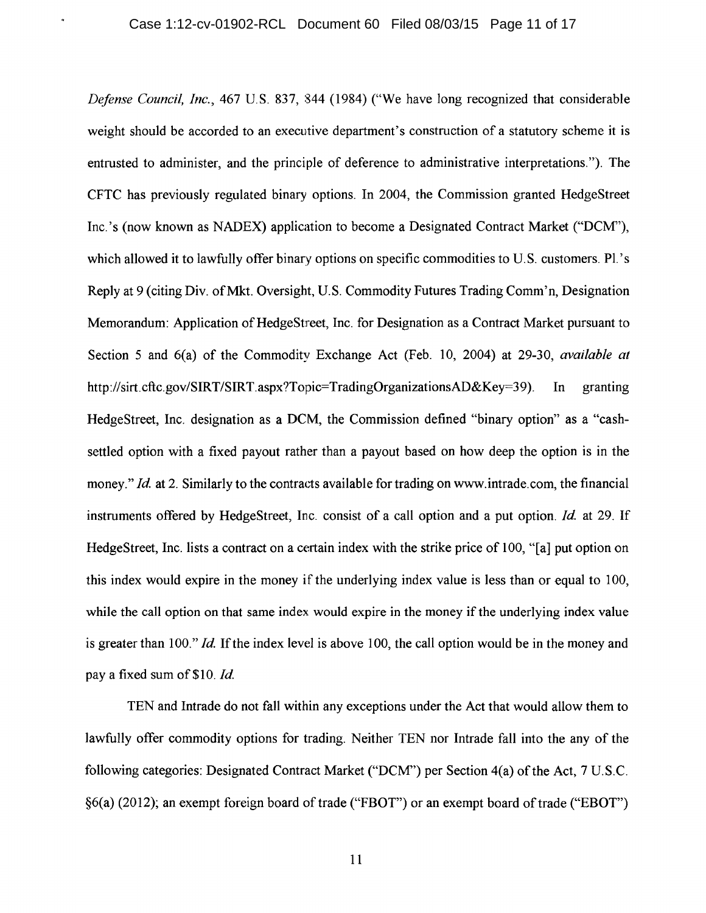*Defense Council, Inc.*, 467 U.S. 837, 844 (1984) ("We have long recognized that considerable weight should be accorded to an executive department's construction of a statutory scheme it is entrusted to administer, and the principle of deference to administrative interpretations."). The CFTC has previously regulated binary options. In 2004, the Commission granted HedgeStreet Inc.'s (now known as NADEX) application to become a Designated Contract Market ("DCM"), which allowed it to lawfully offer binary options on specific commodities to U.S. customers. Pl.'s Reply at 9 (citing Div. of Mkt. Oversight, U.S. Commodity Futures Trading Comm'n, Designation Memorandum: Application of HedgeStreet, Inc. for Designation as a Contract Market pursuant to Section 5 and 6(a) of the Commodity Exchange Act (Feb. 10, 2004) at 29-30, *available at* http://sirt.cftc.gov/SIRT/SIRT.aspx?Topic=TradingOrganizationsAD&Key=39). In granting HedgeStreet, Inc. designation as a DCM, the Commission defined "binary option" as a "cash-settled option with a fixed payout rather than a payout based on how deep the option is in the money." *Id.* at 2. Similarly to the contracts available for trading on www.intrade.com, the financial instruments offered by HedgeStreet, Inc. consist of a call option and a put option. *Id.* at 29. If HedgeStreet, Inc. lists a contract on a certain index with the strike price of 100, "[a] put option on this index would expire in the money if the underlying index value is less than or equal to 100, while the call option on that same index would expire in the money if the underlying index value is greater than 100." *Id.* If the index level is above 100, the call option would be in the money and pay a fixed sum of $10. *Id.*

TEN and Intrade do not fall within any exceptions under the Act that would allow them to lawfully offer commodity options for trading. Neither TEN nor Intrade fall into the any of the following categories: Designated Contract Market ("DCM") per Section 4(a) of the Act, 7 U.S.C. §6(a) (2012); an exempt foreign board of trade ("FBOT") or an exempt board of trade ("EBOT")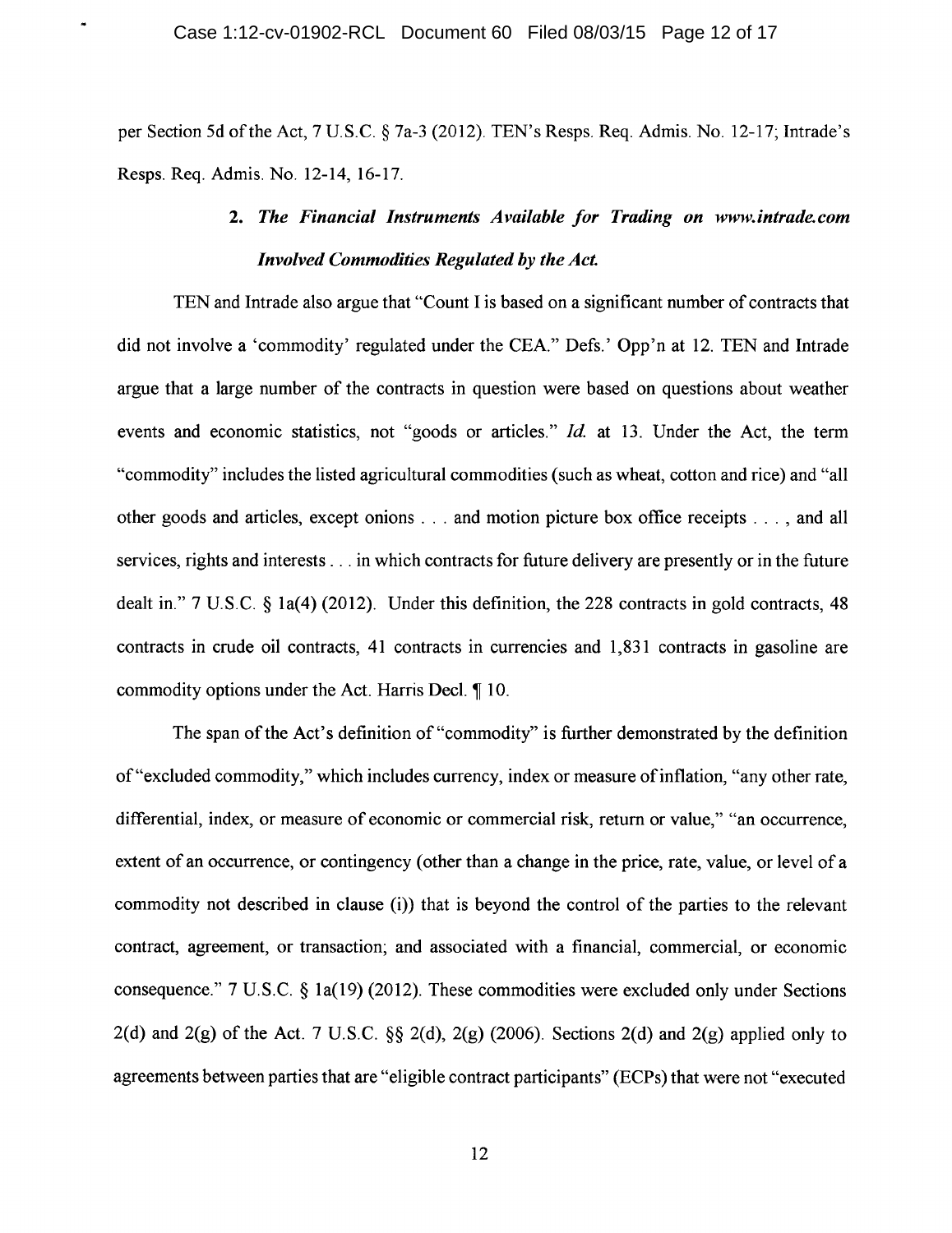per Section 5d of the Act, 7 U.S.C. § 7a-3 (2012). TEN's Resps. Req. Admis. No. 12-17; Intrade's Resps. Req. Admis. No. 12-14, 16-17.

### 2. *The Financial Instruments Available for Trading on www.intrade.com Involved Commodities Regulated by the Act.*

TEN and Intrade also argue that "Count I is based on a significant number of contracts that did not involve a 'commodity' regulated under the CEA." Defs.' Opp'n at 12. TEN and Intrade argue that a large number of the contracts in question were based on questions about weather events and economic statistics, not "goods or articles." *Id.* at 13. Under the Act, the term "commodity" includes the listed agricultural commodities (such as wheat, cotton and rice) and "all other goods and articles, except onions . . . and motion picture box office receipts . . . , and all services, rights and interests . . . in which contracts for future delivery are presently or in the future dealt in." 7 U.S.C. § 1a(4) (2012). Under this definition, the 228 contracts in gold contracts, 48 contracts in crude oil contracts, 41 contracts in currencies and 1,831 contracts in gasoline are commodity options under the Act. Harris Decl. ¶ 10.

The span of the Act's definition of "commodity" is further demonstrated by the definition of "excluded commodity," which includes currency, index or measure of inflation, "any other rate, differential, index, or measure of economic or commercial risk, return or value," "an occurrence, extent of an occurrence, or contingency (other than a change in the price, rate, value, or level of a commodity not described in clause (i)) that is beyond the control of the parties to the relevant contract, agreement, or transaction; and associated with a financial, commercial, or economic consequence." 7 U.S.C. § 1a(19) (2012). These commodities were excluded only under Sections 2(d) and 2(g) of the Act. 7 U.S.C. §§ 2(d), 2(g) (2006). Sections 2(d) and 2(g) applied only to agreements between parties that are "eligible contract participants" (ECPs) that were not "executed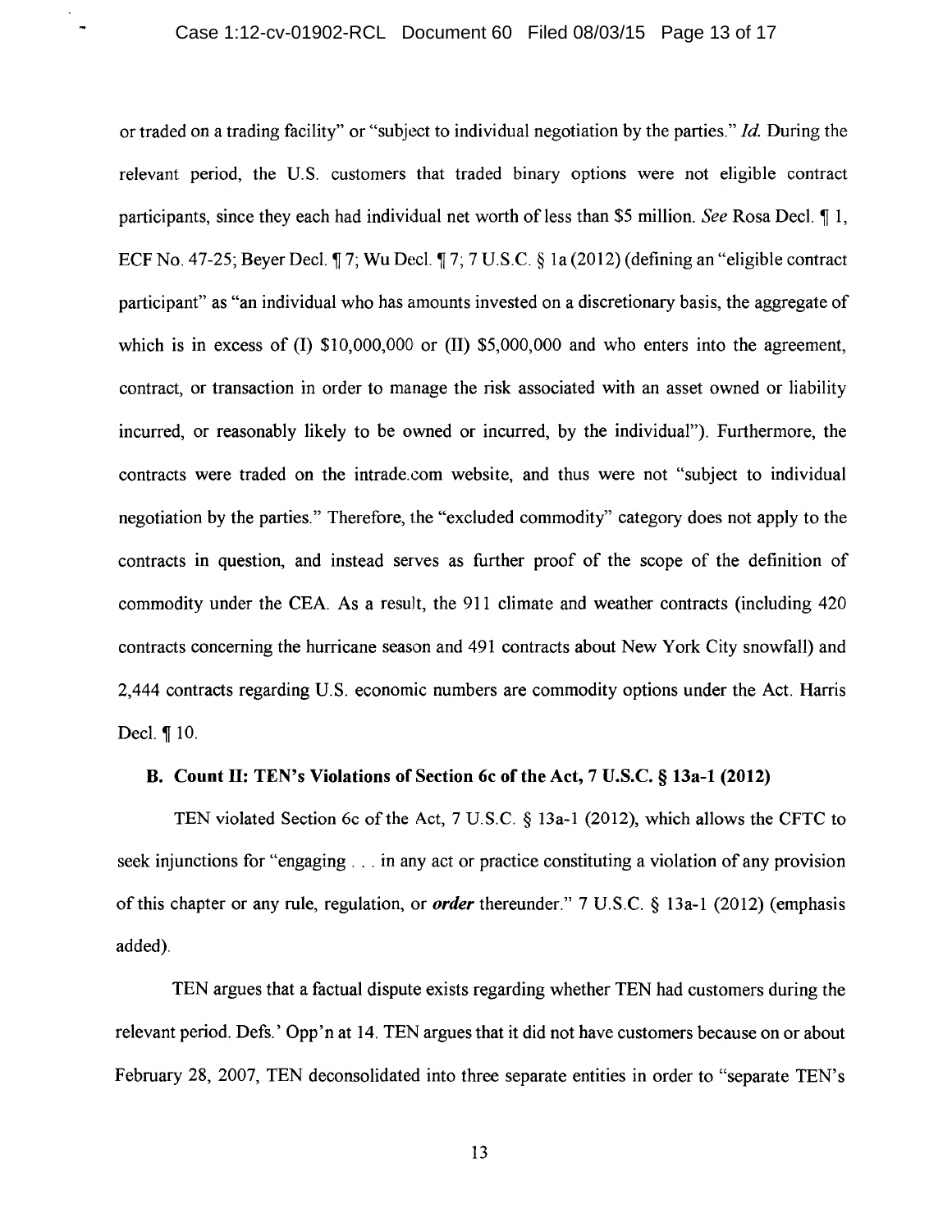or traded on a trading facility" or "subject to individual negotiation by the parties." *Id.* During the relevant period, the U.S. customers that traded binary options were not eligible contract participants, since they each had individual net worth of less than $5 million. *See* Rosa Decl. ¶ 1, ECF No. 47-25; Beyer Decl. ¶ 7; Wu Decl. ¶ 7; 7 U.S.C. § 1a (2012) (defining an "eligible contract participant" as "an individual who has amounts invested on a discretionary basis, the aggregate of which is in excess of (I) $10,000,000 or (II) $5,000,000 and who enters into the agreement, contract, or transaction in order to manage the risk associated with an asset owned or liability incurred, or reasonably likely to be owned or incurred, by the individual"). Furthermore, the contracts were traded on the intrade.com website, and thus were not "subject to individual negotiation by the parties." Therefore, the "excluded commodity" category does not apply to the contracts in question, and instead serves as further proof of the scope of the definition of commodity under the CEA. As a result, the 911 climate and weather contracts (including 420 contracts concerning the hurricane season and 491 contracts about New York City snowfall) and 2,444 contracts regarding U.S. economic numbers are commodity options under the Act. Harris Decl. ¶ 10.

### B. Count II: TEN's Violations of Section 6c of the Act, 7 U.S.C. § 13a-1 (2012)

TEN violated Section 6c of the Act, 7 U.S.C. § 13a-1 (2012), which allows the CFTC to seek injunctions for "engaging . . . in any act or practice constituting a violation of any provision of this chapter or any rule, regulation, or ***order*** thereunder." 7 U.S.C. § 13a-1 (2012) (emphasis added).

TEN argues that a factual dispute exists regarding whether TEN had customers during the relevant period. Defs.' Opp'n at 14. TEN argues that it did not have customers because on or about February 28, 2007, TEN deconsolidated into three separate entities in order to "separate TEN's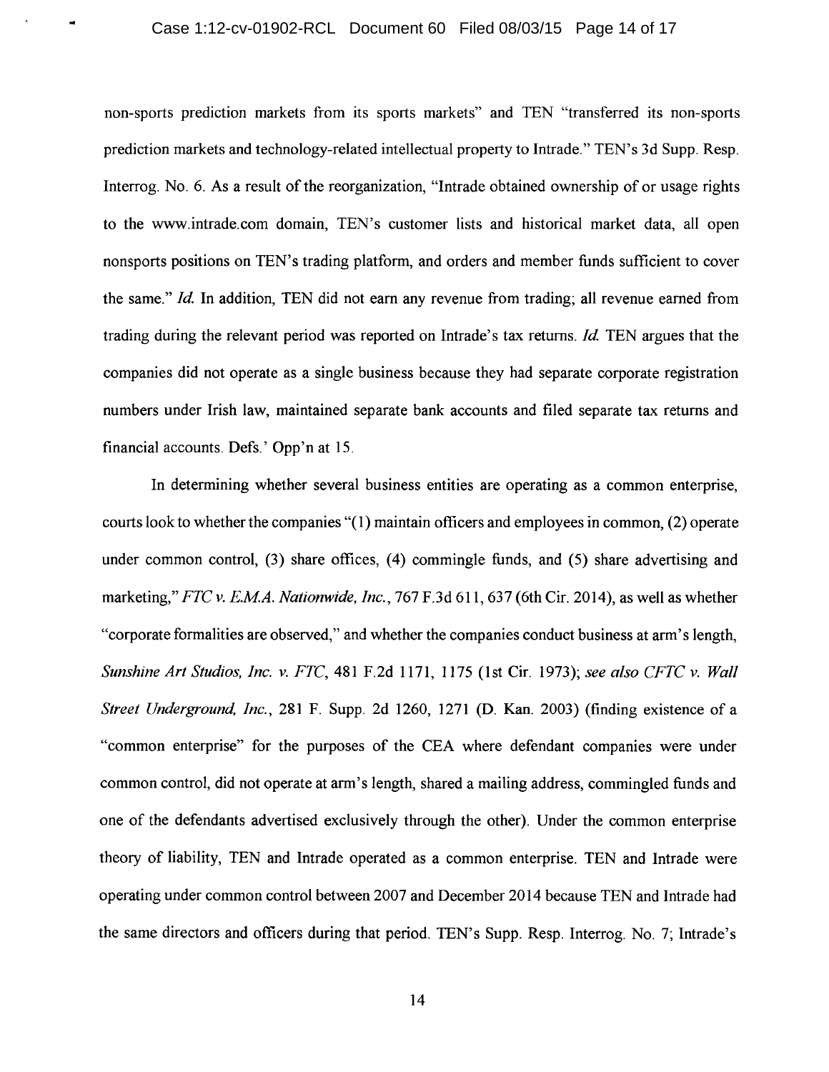non-sports prediction markets from its sports markets" and TEN "transferred its non-sports prediction markets and technology-related intellectual property to Intrade." TEN's 3d Supp. Resp. Interrog. No. 6. As a result of the reorganization, "Intrade obtained ownership of or usage rights to the www.intrade.com domain, TEN's customer lists and historical market data, all open nonsports positions on TEN's trading platform, and orders and member funds sufficient to cover the same." *Id.* In addition, TEN did not earn any revenue from trading; all revenue earned from trading during the relevant period was reported on Intrade's tax returns. *Id.* TEN argues that the companies did not operate as a single business because they had separate corporate registration numbers under Irish law, maintained separate bank accounts and filed separate tax returns and financial accounts. Defs.' Opp'n at 15.

In determining whether several business entities are operating as a common enterprise, courts look to whether the companies "(1) maintain officers and employees in common, (2) operate under common control, (3) share offices, (4) commingle funds, and (5) share advertising and marketing," *FTC v. E.M.A. Nationwide, Inc.*, 767 F.3d 611, 637 (6th Cir. 2014), as well as whether "corporate formalities are observed," and whether the companies conduct business at arm's length, *Sunshine Art Studios, Inc. v. FTC*, 481 F.2d 1171, 1175 (1st Cir. 1973); *see also CFTC v. Wall Street Underground, Inc.*, 281 F. Supp. 2d 1260, 1271 (D. Kan. 2003) (finding existence of a "common enterprise" for the purposes of the CEA where defendant companies were under common control, did not operate at arm's length, shared a mailing address, commingled funds and one of the defendants advertised exclusively through the other). Under the common enterprise theory of liability, TEN and Intrade operated as a common enterprise. TEN and Intrade were operating under common control between 2007 and December 2014 because TEN and Intrade had the same directors and officers during that period. TEN's Supp. Resp. Interrog. No. 7; Intrade's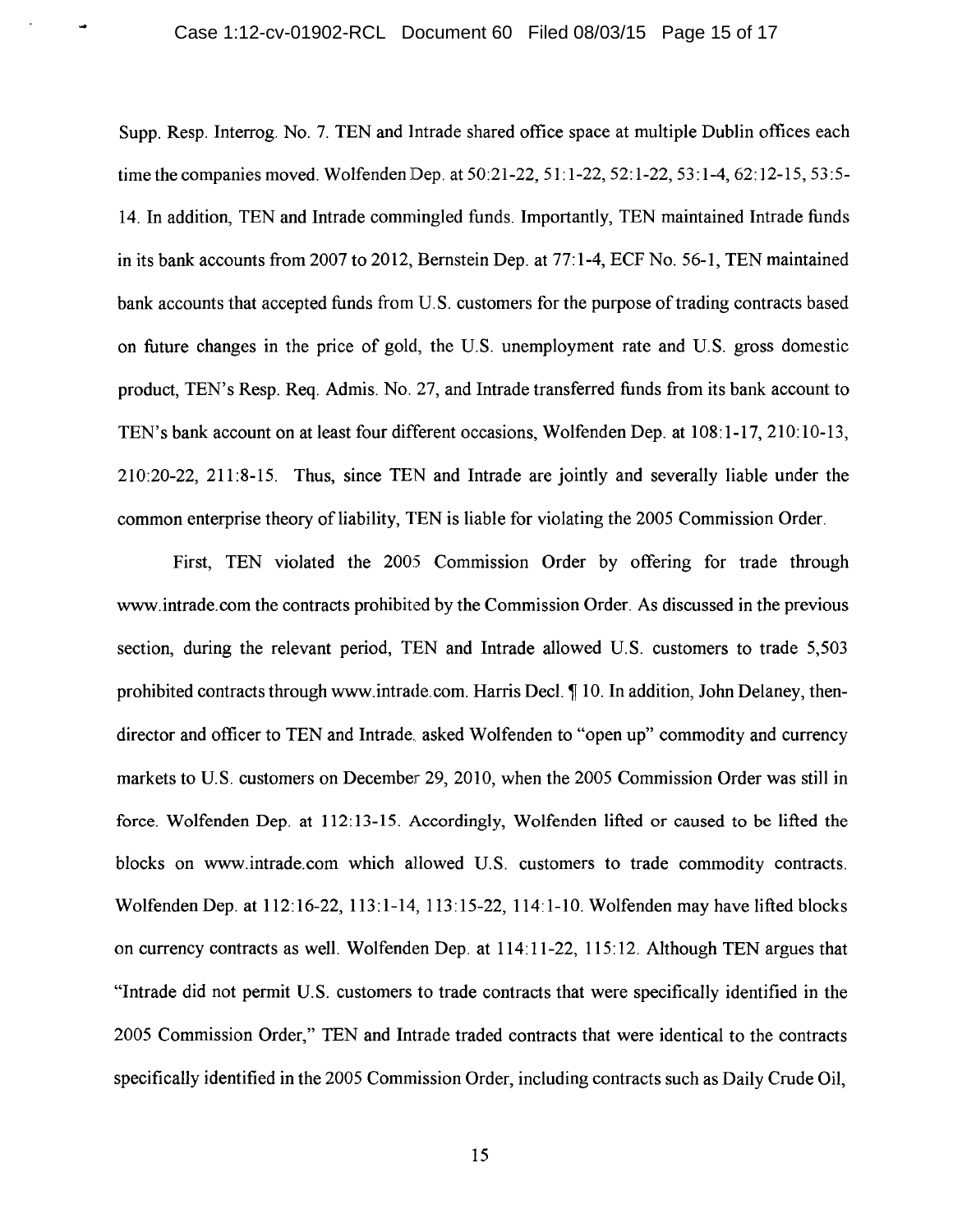Supp. Resp. Interrog. No. 7. TEN and Intrade shared office space at multiple Dublin offices each time the companies moved. Wolfenden Dep. at 50:21-22, 51:1-22, 52:1-22, 53:1-4, 62:12-15, 53:5-14. In addition, TEN and Intrade commingled funds. Importantly, TEN maintained Intrade funds in its bank accounts from 2007 to 2012, Bernstein Dep. at 77:1-4, ECF No. 56-1, TEN maintained bank accounts that accepted funds from U.S. customers for the purpose of trading contracts based on future changes in the price of gold, the U.S. unemployment rate and U.S. gross domestic product, TEN's Resp. Req. Admis. No. 27, and Intrade transferred funds from its bank account to TEN's bank account on at least four different occasions, Wolfenden Dep. at 108:1-17, 210:10-13, 210:20-22, 211:8-15. Thus, since TEN and Intrade are jointly and severally liable under the common enterprise theory of liability, TEN is liable for violating the 2005 Commission Order.

First, TEN violated the 2005 Commission Order by offering for trade through www.intrade.com the contracts prohibited by the Commission Order. As discussed in the previous section, during the relevant period, TEN and Intrade allowed U.S. customers to trade 5,503 prohibited contracts through www.intrade.com. Harris Decl. ¶ 10. In addition, John Delaney, then-director and officer to TEN and Intrade, asked Wolfenden to "open up" commodity and currency markets to U.S. customers on December 29, 2010, when the 2005 Commission Order was still in force. Wolfenden Dep. at 112:13-15. Accordingly, Wolfenden lifted or caused to be lifted the blocks on www.intrade.com which allowed U.S. customers to trade commodity contracts. Wolfenden Dep. at 112:16-22, 113:1-14, 113:15-22, 114:1-10. Wolfenden may have lifted blocks on currency contracts as well. Wolfenden Dep. at 114:11-22, 115:12. Although TEN argues that "Intrade did not permit U.S. customers to trade contracts that were specifically identified in the 2005 Commission Order," TEN and Intrade traded contracts that were identical to the contracts specifically identified in the 2005 Commission Order, including contracts such as Daily Crude Oil,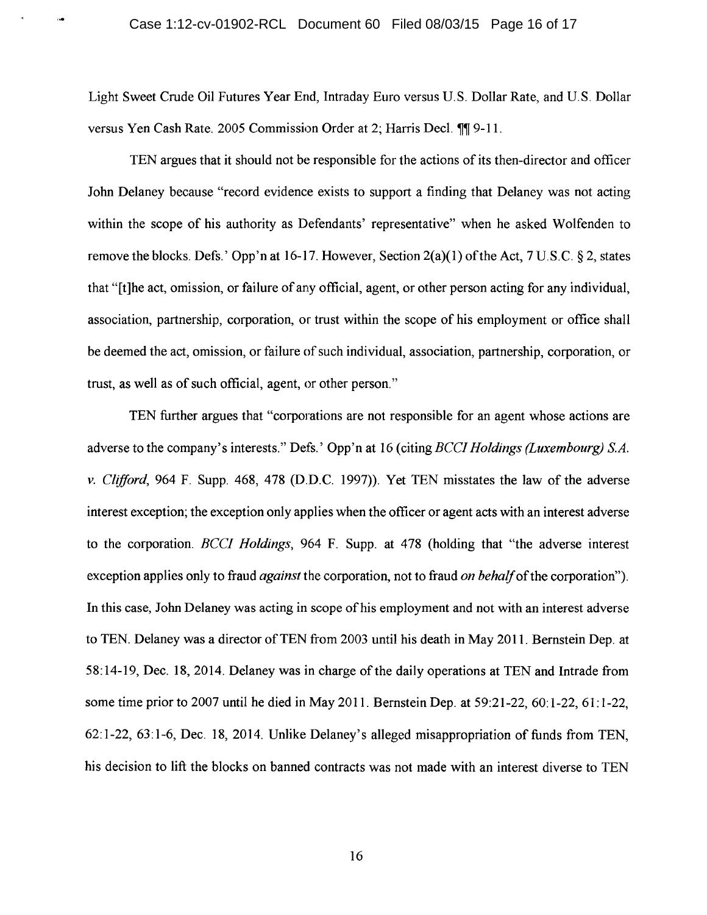Light Sweet Crude Oil Futures Year End, Intraday Euro versus U.S. Dollar Rate, and U.S. Dollar versus Yen Cash Rate. 2005 Commission Order at 2; Harris Decl. ¶¶ 9-11.

TEN argues that it should not be responsible for the actions of its then-director and officer John Delaney because "record evidence exists to support a finding that Delaney was not acting within the scope of his authority as Defendants' representative" when he asked Wolfenden to remove the blocks. Defs.' Opp'n at 16-17. However, Section 2(a)(1) of the Act, 7 U.S.C. § 2, states that "[t]he act, omission, or failure of any official, agent, or other person acting for any individual, association, partnership, corporation, or trust within the scope of his employment or office shall be deemed the act, omission, or failure of such individual, association, partnership, corporation, or trust, as well as of such official, agent, or other person."

TEN further argues that "corporations are not responsible for an agent whose actions are adverse to the company's interests." Defs.' Opp'n at 16 (citing *BCCI Holdings (Luxembourg) S.A. v. Clifford*, 964 F. Supp. 468, 478 (D.D.C. 1997)). Yet TEN misstates the law of the adverse interest exception; the exception only applies when the officer or agent acts with an interest adverse to the corporation. *BCCI Holdings*, 964 F. Supp. at 478 (holding that "the adverse interest exception applies only to fraud *against* the corporation, not to fraud *on behalf* of the corporation"). In this case, John Delaney was acting in scope of his employment and not with an interest adverse to TEN. Delaney was a director of TEN from 2003 until his death in May 2011. Bernstein Dep. at 58:14-19, Dec. 18, 2014. Delaney was in charge of the daily operations at TEN and Intrade from some time prior to 2007 until he died in May 2011. Bernstein Dep. at 59:21-22, 60:1-22, 61:1-22, 62:1-22, 63:1-6, Dec. 18, 2014. Unlike Delaney's alleged misappropriation of funds from TEN, his decision to lift the blocks on banned contracts was not made with an interest diverse to TEN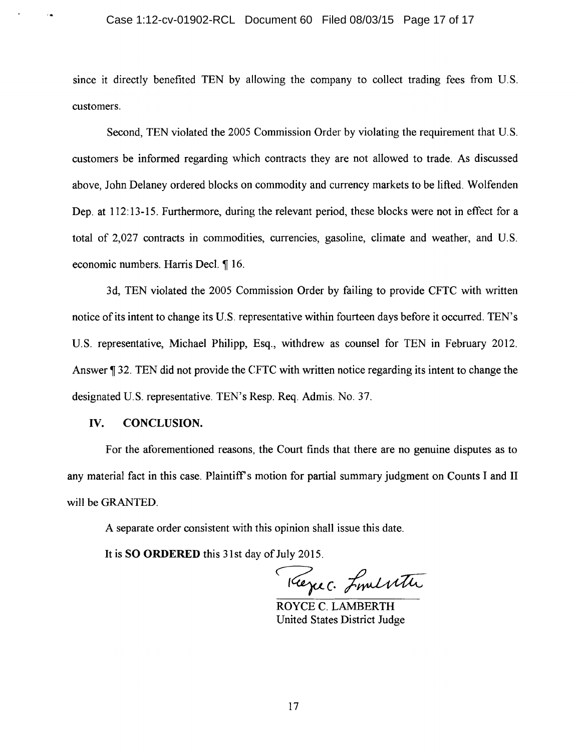since it directly benefited TEN by allowing the company to collect trading fees from U.S. customers.

Second, TEN violated the 2005 Commission Order by violating the requirement that U.S. customers be informed regarding which contracts they are not allowed to trade. As discussed above, John Delaney ordered blocks on commodity and currency markets to be lifted. Wolfenden Dep. at 112:13-15. Furthermore, during the relevant period, these blocks were not in effect for a total of 2,027 contracts in commodities, currencies, gasoline, climate and weather, and U.S. economic numbers. Harris Decl. ¶ 16.

3d, TEN violated the 2005 Commission Order by failing to provide CFTC with written notice of its intent to change its U.S. representative within fourteen days before it occurred. TEN's U.S. representative, Michael Philipp, Esq., withdrew as counsel for TEN in February 2012. Answer ¶ 32. TEN did not provide the CFTC with written notice regarding its intent to change the designated U.S. representative. TEN's Resp. Req. Admis. No. 37.

## IV. CONCLUSION.

For the aforementioned reasons, the Court finds that there are no genuine disputes as to any material fact in this case. Plaintiff's motion for partial summary judgment on Counts I and II will be GRANTED.

A separate order consistent with this opinion shall issue this date.

It is **SO ORDERED** this 31st day of July 2015.

ROYCE C. LAMBERTH
United States District Judge